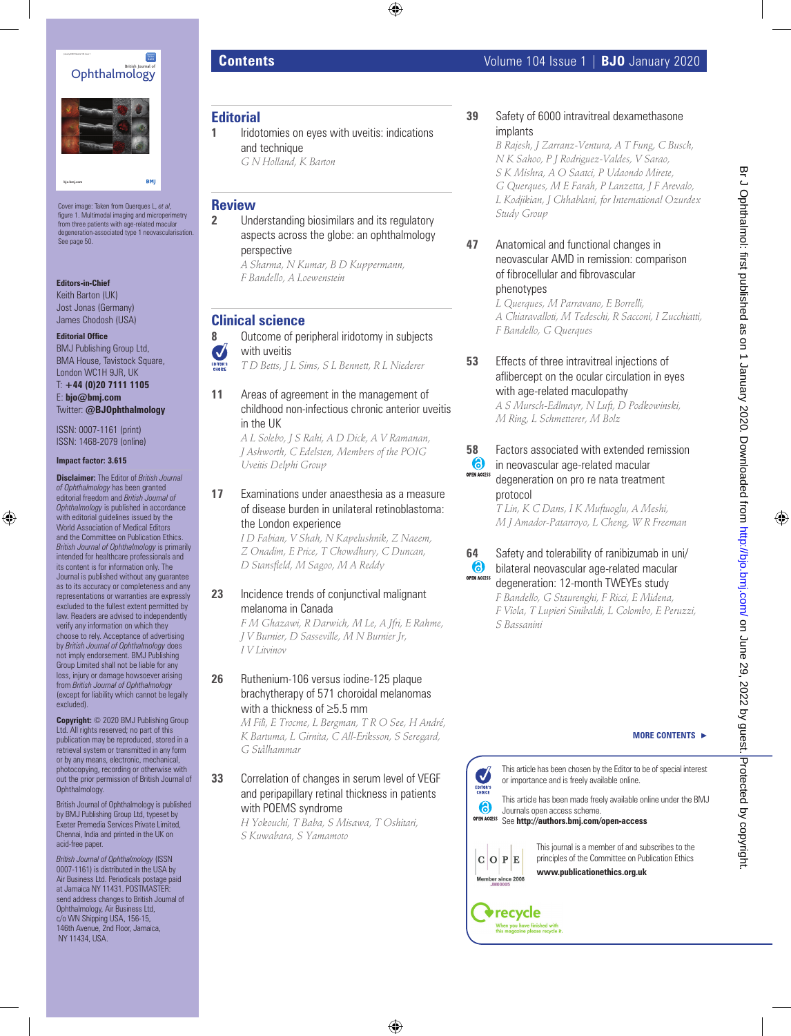# Contents

## Editorial

**1** Iridotomies on eyes with uveitis: indications and technique
*G N Holland, K Barton*

## Review

**2** Understanding biosimilars and its regulatory aspects across the globe: an ophthalmology perspective
*A Sharma, N Kumar, B D Kuppermann, F Bandello, A Loewenstein*

## Clinical science

**8** Outcome of peripheral iridotomy in subjects with uveitis (Editor's choice)
*T D Betts, J L Sims, S L Bennett, R L Niederer*

**11** Areas of agreement in the management of childhood non-infectious chronic anterior uveitis in the UK
*A L Solebo, J S Rahi, A D Dick, A V Ramanan, J Ashworth, C Edelsten, Members of the POIG Uveitis Delphi Group*

**17** Examinations under anaesthesia as a measure of disease burden in unilateral retinoblastoma: the London experience
*I D Fabian, V Shah, N Kapelushnik, Z Naeem, Z Onadim, E Price, T Chowdhury, C Duncan, D Stansfield, M Sagoo, M A Reddy*

**23** Incidence trends of conjunctival malignant melanoma in Canada
*F M Ghazawi, R Darwich, M Le, A Jfri, E Rahme, J V Burnier, D Sasseville, M N Burnier Jr, I V Litvinov*

**26** Ruthenium-106 versus iodine-125 plaque brachytherapy of 571 choroidal melanomas with a thickness of ≥5.5 mm
*M Filì, E Trocme, L Bergman, T R O See, H André, K Bartuma, L Girnita, C All-Eriksson, S Seregard, G Stålhammar*

**33** Correlation of changes in serum level of VEGF and peripapillary retinal thickness in patients with POEMS syndrome
*H Yokouchi, T Baba, S Misawa, T Oshitari, S Kuwabara, S Yamamoto*

**39** Safety of 6000 intravitreal dexamethasone implants
*B Rajesh, J Zarranz-Ventura, A T Fung, C Busch, N K Sahoo, P J Rodriguez-Valdes, V Sarao, S K Mishra, A O Saatci, P Udaondo Mirete, G Querques, M E Farah, P Lanzetta, J F Arevalo, L Kodjikian, J Chhablani, for International Ozurdex Study Group*

**47** Anatomical and functional changes in neovascular AMD in remission: comparison of fibrocellular and fibrovascular phenotypes
*L Querques, M Parravano, E Borrelli, A Chiaravalloti, M Tedeschi, R Sacconi, I Zucchiatti, F Bandello, G Querques*

**53** Effects of three intravitreal injections of aflibercept on the ocular circulation in eyes with age-related maculopathy
*A S Mursch-Edlmayr, N Luft, D Podkowinski, M Ring, L Schmetterer, M Bolz*

**58** Factors associated with extended remission in neovascular age-related macular degeneration on pro re nata treatment protocol (Open access)
*T Lin, K C Dans, I K Mufuoglu, A Meshi, M J Amador-Patarroyo, L Cheng, W R Freeman*

**64** Safety and tolerability of ranibizumab in uni/bilateral neovascular age-related macular degeneration: 12-month TWEYEs study (Open access)
*F Bandello, G Staurenghi, F Ricci, E Midena, F Viola, T Lupieri Sinibaldi, L Colombo, E Peruzzi, S Bassanini*

**MORE CONTENTS ►**

Editor's choice: This article has been chosen by the Editor to be of special interest or importance and is freely available online.

Open access: This article has been made freely available online under the BMJ Journals open access scheme. See **http://authors.bmj.com/open-access**

COPE — Member since 2008 JM00005. This journal is a member of and subscribes to the principles of the Committee on Publication Ethics **www.publicationethics.org.uk**

recycle — When you have finished with this magazine please recycle it.

---

Cover image: Taken from Querques L, *et al*, figure 1. Multimodal imaging and microperimetry from three patients with age-related macular degeneration-associated type 1 neovascularisation. See page 50.

**Editors-in-Chief**
Keith Barton (UK)
Jost Jonas (Germany)
James Chodosh (USA)

**Editorial Office**
BMJ Publishing Group Ltd, BMA House, Tavistock Square, London WC1H 9JR, UK
T: **+44 (0)20 7111 1105**
E: **bjo@bmj.com**
Twitter: **@BJOphthalmology**

ISSN: 0007-1161 (print)
ISSN: 1468-2079 (online)

**Impact factor: 3.615**

**Disclaimer:** The Editor of *British Journal of Ophthalmology* has been granted editorial freedom and *British Journal of Ophthalmology* is published in accordance with editorial guidelines issued by the World Association of Medical Editors and the Committee on Publication Ethics. *British Journal of Ophthalmology* is primarily intended for healthcare professionals and its content is for information only. The Journal is published without any guarantee as to its accuracy or completeness and any representations or warranties are expressly excluded to the fullest extent permitted by law. Readers are advised to independently verify any information on which they choose to rely. Acceptance of advertising by *British Journal of Ophthalmology* does not imply endorsement. BMJ Publishing Group Limited shall not be liable for any loss, injury or damage howsoever arising from *British Journal of Ophthalmology* (except for liability which cannot be legally excluded).

**Copyright:** © 2020 BMJ Publishing Group Ltd. All rights reserved; no part of this publication may be reproduced, stored in a retrieval system or transmitted in any form or by any means, electronic, mechanical, photocopying, recording or otherwise without the prior permission of British Journal of Ophthalmology.

British Journal of Ophthalmology is published by BMJ Publishing Group Ltd, typeset by Exeter Premedia Services Private Limited, Chennai, India and printed in the UK on acid-free paper.

*British Journal of Ophthalmology* (ISSN 0007-1161) is distributed in the USA by Air Business Ltd. Periodicals postage paid at Jamaica NY 11431. POSTMASTER: send address changes to British Journal of Ophthalmology, Air Business Ltd, c/o WN Shipping USA, 156-15, 146th Avenue, 2nd Floor, Jamaica, NY 11434, USA.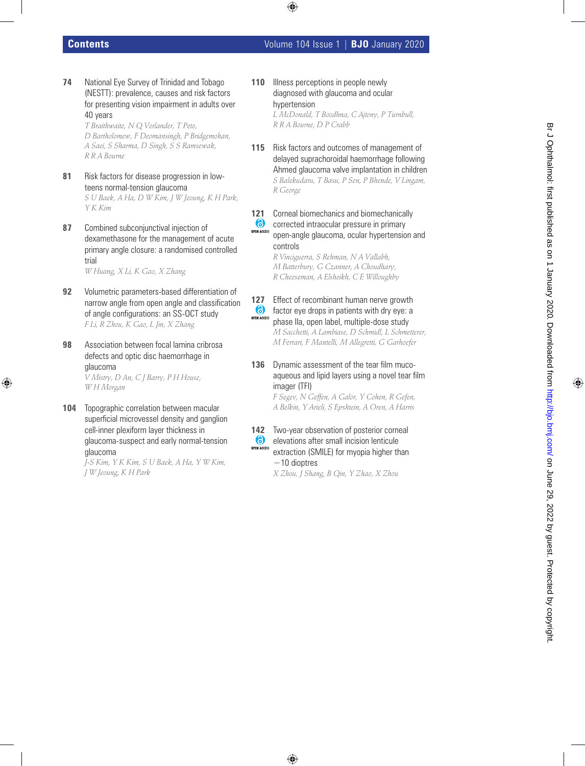## Contents

**74** National Eye Survey of Trinidad and Tobago (NESTT): prevalence, causes and risk factors for presenting vision impairment in adults over 40 years
*T Braithwaite, N Q Verlander, T Peto, D Bartholomew, F Deomansingh, P Bridgemohan, A Saei, S Sharma, D Singh, S S Ramsewak, R R A Bourne*

**81** Risk factors for disease progression in low-teens normal-tension glaucoma
*S U Baek, A Ha, D W Kim, J W Jeoung, K H Park, Y K Kim*

**87** Combined subconjunctival injection of dexamethasone for the management of acute primary angle closure: a randomised controlled trial
*W Huang, X Li, K Gao, X Zhang*

**92** Volumetric parameters-based differentiation of narrow angle from open angle and classification of angle configurations: an SS-OCT study
*F Li, R Zhou, K Gao, L Jin, X Zhang*

**98** Association between focal lamina cribrosa defects and optic disc haemorrhage in glaucoma
*V Mistry, D An, C J Barry, P H House, W H Morgan*

**104** Topographic correlation between macular superficial microvessel density and ganglion cell-inner plexiform layer thickness in glaucoma-suspect and early normal-tension glaucoma
*J-S Kim, Y K Kim, S U Baek, A Ha, Y W Kim, J W Jeoung, K H Park*

**110** Illness perceptions in people newly diagnosed with glaucoma and ocular hypertension
*L McDonald, T Boodhna, C Ajtony, P Turnbull, R R A Bourne, D P Crabb*

**115** Risk factors and outcomes of management of delayed suprachoroidal haemorrhage following Ahmed glaucoma valve implantation in children
*S Balekudaru, T Basu, P Sen, P Bhende, V Lingam, R George*

**121** (OPEN ACCESS) Corneal biomechanics and biomechanically corrected intraocular pressure in primary open-angle glaucoma, ocular hypertension and controls
*R Vinciguerra, S Rehman, N A Vallabh, M Batterbury, G Czanner, A Choudhary, R Cheeseman, A Elsheikh, C E Willoughby*

**127** (OPEN ACCESS) Effect of recombinant human nerve growth factor eye drops in patients with dry eye: a phase IIa, open label, multiple-dose study
*M Sacchetti, A Lambiase, D Schmidl, L Schmetterer, M Ferrari, F Mantelli, M Allegretti, G Garhoefer*

**136** Dynamic assessment of the tear film muco-aqueous and lipid layers using a novel tear film imager (TFI)
*F Segev, N Geffen, A Galor, Y Cohen, R Gefen, A Belkin, Y Arieli, S Epshtein, A Oren, A Harris*

**142** (OPEN ACCESS) Two-year observation of posterior corneal elevations after small incision lenticule extraction (SMILE) for myopia higher than −10 dioptres
*X Zhou, J Shang, B Qin, Y Zhao, X Zhou*

Br J Ophthalmol: first published as on 1 January 2020. Downloaded from http://bjo.bmj.com/ on June 29, 2022 by guest. Protected by copyright.